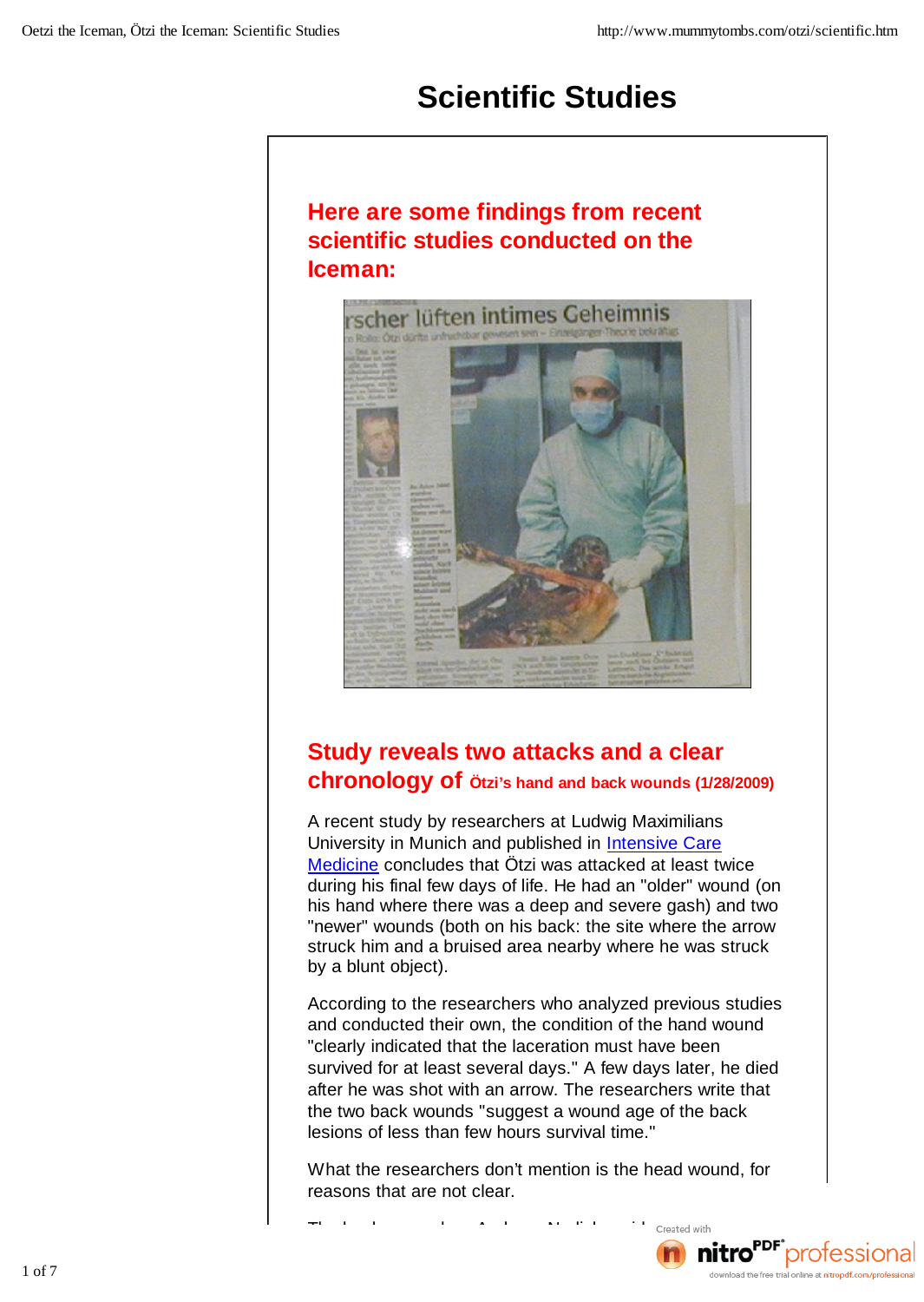# Scientific Studies

## Here are some findings from recent scientific studies conducted on the Iceman:

## Study reveals two attacks and a clear chronology of Ötzi's hand and back wounds (1/28/2009)

A recent study by researchers at Ludwig Maximilians University in Munich and published in [Intensive Care Medicine] concludes that Ötzi was attacked at least twice during his final few days of life. He had an "older" wound (on his hand where there was a deep and severe gash) and two "newer" wounds (both on his back: the site where the arrow struck him and a bruised area nearby where he was struck by a blunt object).

According to the researchers who analyzed previous studies and conducted their own, the condition of the hand wound "clearly indicated that the laceration must have been survived for at least several days." A few days later, he died after he was shot with an arrow. The researchers write that the two back wounds "suggest a wound age of the back lesions of less than few hours survival time."

What the researchers don't mention is the head wound, for reasons that are not clear.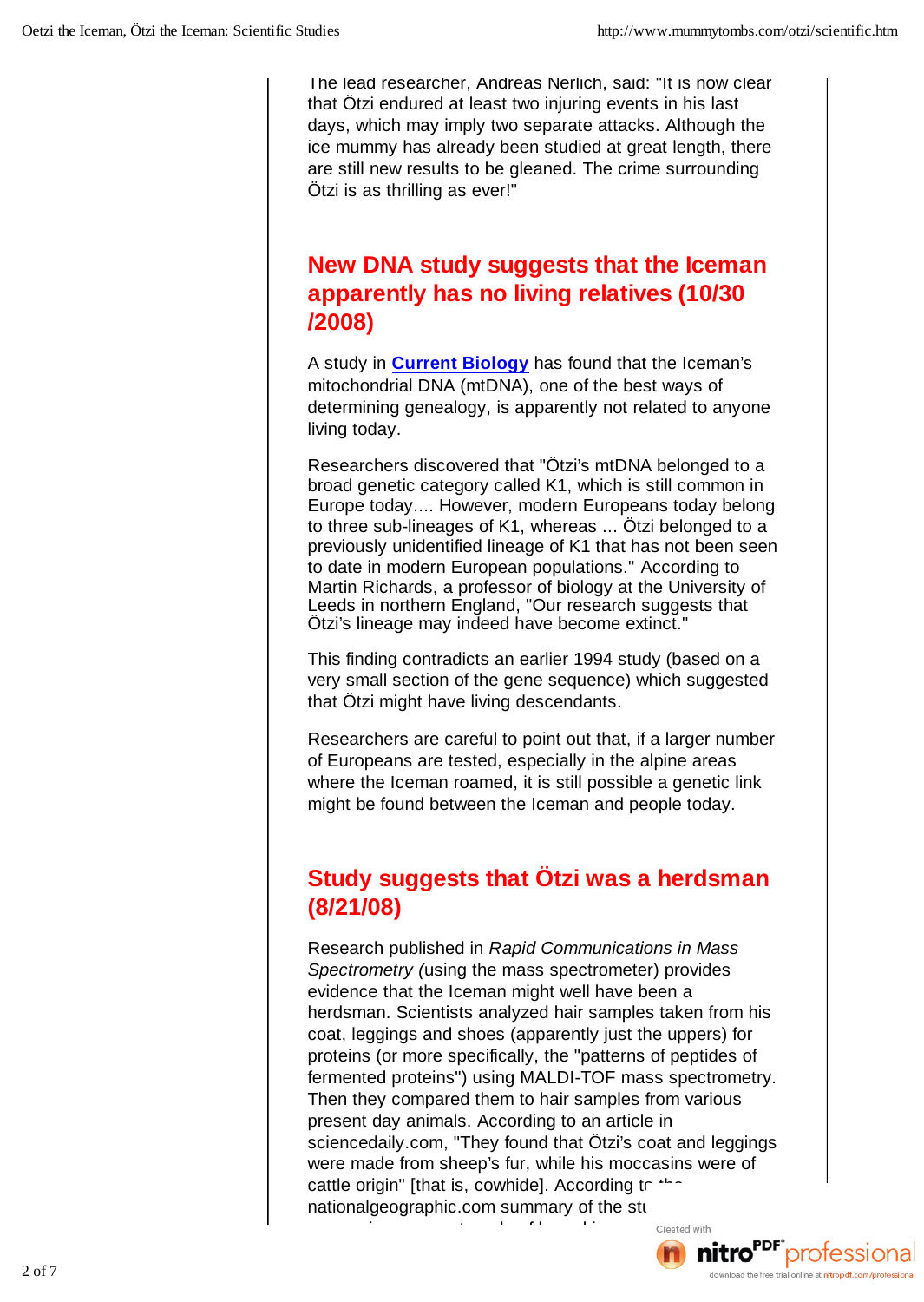The lead researcher, Andreas Nerlich, said: "It is now clear that Ötzi endured at least two injuring events in his last days, which may imply two separate attacks. Although the ice mummy has already been studied at great length, there are still new results to be gleaned. The crime surrounding Ötzi is as thrilling as ever!"

## New DNA study suggests that the Iceman apparently has no living relatives (10/30/2008)

A study in **Current Biology** has found that the Iceman's mitochondrial DNA (mtDNA), one of the best ways of determining genealogy, is apparently not related to anyone living today.

Researchers discovered that "Ötzi's mtDNA belonged to a broad genetic category called K1, which is still common in Europe today.... However, modern Europeans today belong to three sub-lineages of K1, whereas ... Ötzi belonged to a previously unidentified lineage of K1 that has not been seen to date in modern European populations." According to Martin Richards, a professor of biology at the University of Leeds in northern England, "Our research suggests that Ötzi's lineage may indeed have become extinct."

This finding contradicts an earlier 1994 study (based on a very small section of the gene sequence) which suggested that Ötzi might have living descendants.

Researchers are careful to point out that, if a larger number of Europeans are tested, especially in the alpine areas where the Iceman roamed, it is still possible a genetic link might be found between the Iceman and people today.

## Study suggests that Ötzi was a herdsman (8/21/08)

Research published in *Rapid Communications in Mass Spectrometry (*using the mass spectrometer) provides evidence that the Iceman might well have been a herdsman. Scientists analyzed hair samples taken from his coat, leggings and shoes (apparently just the uppers) for proteins (or more specifically, the "patterns of peptides of fermented proteins") using MALDI-TOF mass spectrometry. Then they compared them to hair samples from various present day animals. According to an article in sciencedaily.com, "They found that Ötzi's coat and leggings were made from sheep's fur, while his moccasins were of cattle origin" [that is, cowhide]. According to the nationalgeographic.com summary of the stu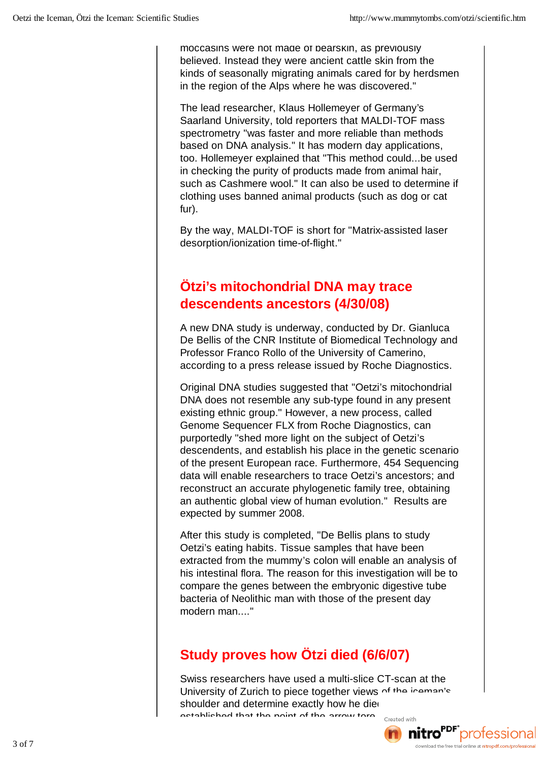moccasins were not made of bearskin, as previously believed. Instead they were ancient cattle skin from the kinds of seasonally migrating animals cared for by herdsmen in the region of the Alps where he was discovered."

The lead researcher, Klaus Hollemeyer of Germany's Saarland University, told reporters that MALDI-TOF mass spectrometry "was faster and more reliable than methods based on DNA analysis." It has modern day applications, too. Hollemeyer explained that "This method could...be used in checking the purity of products made from animal hair, such as Cashmere wool." It can also be used to determine if clothing uses banned animal products (such as dog or cat fur).

By the way, MALDI-TOF is short for "Matrix-assisted laser desorption/ionization time-of-flight."

## Ötzi's mitochondrial DNA may trace descendents ancestors (4/30/08)

A new DNA study is underway, conducted by Dr. Gianluca De Bellis of the CNR Institute of Biomedical Technology and Professor Franco Rollo of the University of Camerino, according to a press release issued by Roche Diagnostics.

Original DNA studies suggested that "Oetzi's mitochondrial DNA does not resemble any sub-type found in any present existing ethnic group." However, a new process, called Genome Sequencer FLX from Roche Diagnostics, can purportedly "shed more light on the subject of Oetzi's descendents, and establish his place in the genetic scenario of the present European race. Furthermore, 454 Sequencing data will enable researchers to trace Oetzi's ancestors; and reconstruct an accurate phylogenetic family tree, obtaining an authentic global view of human evolution." Results are expected by summer 2008.

After this study is completed, "De Bellis plans to study Oetzi's eating habits. Tissue samples that have been extracted from the mummy's colon will enable an analysis of his intestinal flora. The reason for this investigation will be to compare the genes between the embryonic digestive tube bacteria of Neolithic man with those of the present day modern man...."

## Study proves how Ötzi died (6/6/07)

Swiss researchers have used a multi-slice CT-scan at the University of Zurich to piece together views of the iceman's shoulder and determine exactly how he died established that the point of the arrow tore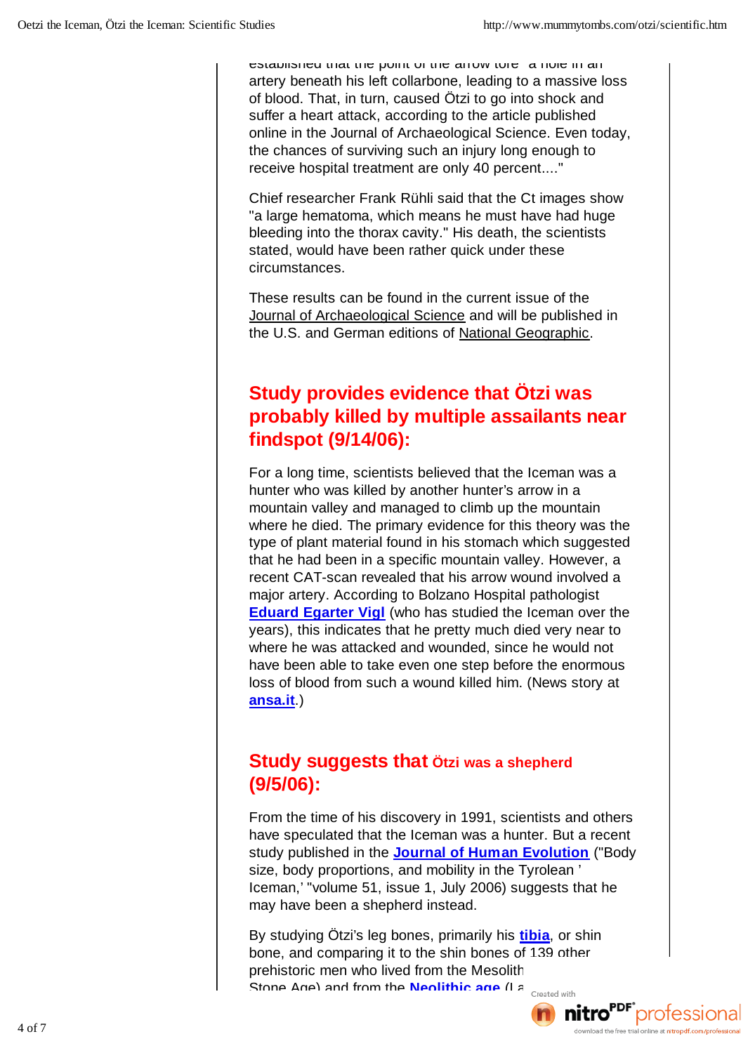established that the point of the arrow tore "a hole in an artery beneath his left collarbone, leading to a massive loss of blood. That, in turn, caused Ötzi to go into shock and suffer a heart attack, according to the article published online in the Journal of Archaeological Science. Even today, the chances of surviving such an injury long enough to receive hospital treatment are only 40 percent...."

Chief researcher Frank Rühli said that the Ct images show "a large hematoma, which means he must have had huge bleeding into the thorax cavity." His death, the scientists stated, would have been rather quick under these circumstances.

These results can be found in the current issue of the Journal of Archaeological Science and will be published in the U.S. and German editions of National Geographic.

## Study provides evidence that Ötzi was probably killed by multiple assailants near findspot (9/14/06):

For a long time, scientists believed that the Iceman was a hunter who was killed by another hunter's arrow in a mountain valley and managed to climb up the mountain where he died. The primary evidence for this theory was the type of plant material found in his stomach which suggested that he had been in a specific mountain valley. However, a recent CAT-scan revealed that his arrow wound involved a major artery. According to Bolzano Hospital pathologist **Eduard Egarter Vigl** (who has studied the Iceman over the years), this indicates that he pretty much died very near to where he was attacked and wounded, since he would not have been able to take even one step before the enormous loss of blood from such a wound killed him. (News story at **ansa.it**.)

## Study suggests that Ötzi was a shepherd (9/5/06):

From the time of his discovery in 1991, scientists and others have speculated that the Iceman was a hunter. But a recent study published in the **Journal of Human Evolution** ("Body size, body proportions, and mobility in the Tyrolean 'Iceman,' "volume 51, issue 1, July 2006) suggests that he may have been a shepherd instead.

By studying Ötzi's leg bones, primarily his **tibia**, or shin bone, and comparing it to the shin bones of 139 other prehistoric men who lived from the Mesolith Stone Age) and from the **Neolithic age** (La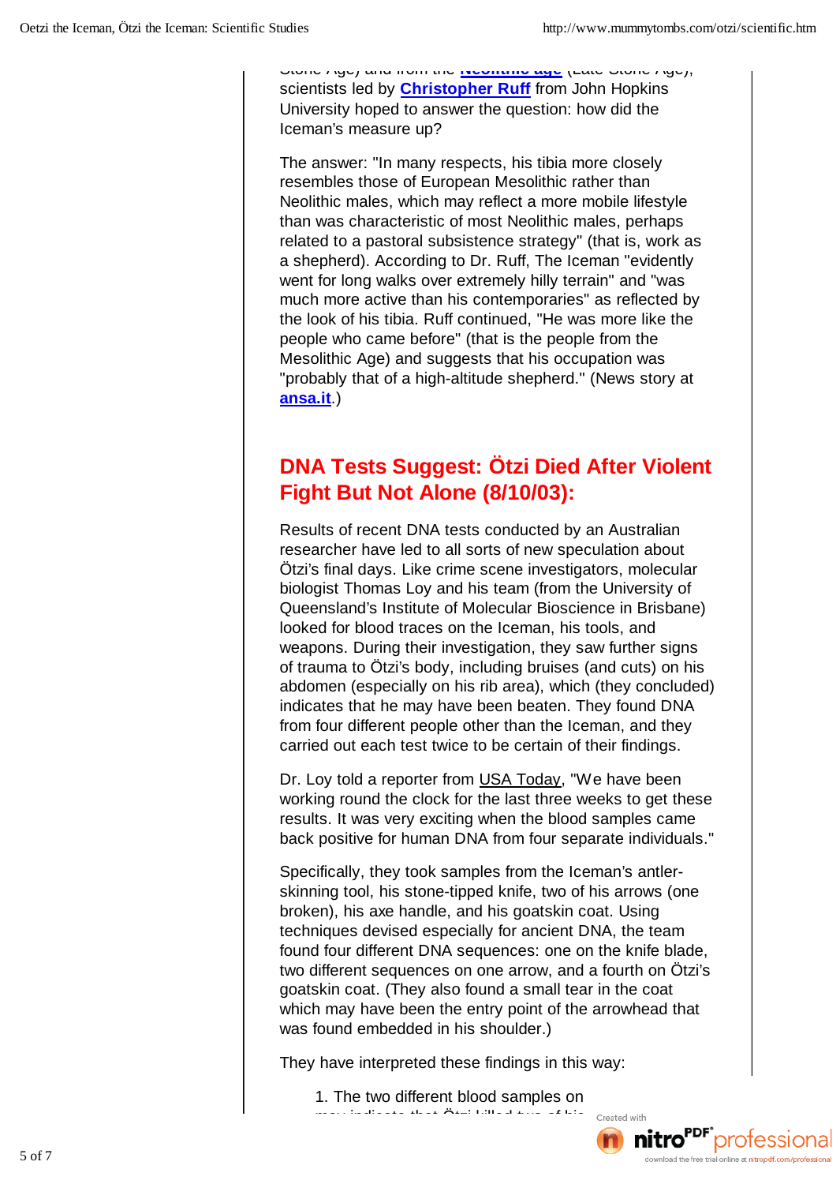Stone Age) and from the **Neolithic age** (Late Stone Age), scientists led by **Christopher Ruff** from John Hopkins University hoped to answer the question: how did the Iceman's measure up?

The answer: "In many respects, his tibia more closely resembles those of European Mesolithic rather than Neolithic males, which may reflect a more mobile lifestyle than was characteristic of most Neolithic males, perhaps related to a pastoral subsistence strategy" (that is, work as a shepherd). According to Dr. Ruff, The Iceman "evidently went for long walks over extremely hilly terrain" and "was much more active than his contemporaries" as reflected by the look of his tibia. Ruff continued, "He was more like the people who came before" (that is the people from the Mesolithic Age) and suggests that his occupation was "probably that of a high-altitude shepherd." (News story at **ansa.it**.)

## DNA Tests Suggest: Ötzi Died After Violent Fight But Not Alone (8/10/03):

Results of recent DNA tests conducted by an Australian researcher have led to all sorts of new speculation about Ötzi's final days. Like crime scene investigators, molecular biologist Thomas Loy and his team (from the University of Queensland's Institute of Molecular Bioscience in Brisbane) looked for blood traces on the Iceman, his tools, and weapons. During their investigation, they saw further signs of trauma to Ötzi's body, including bruises (and cuts) on his abdomen (especially on his rib area), which (they concluded) indicates that he may have been beaten. They found DNA from four different people other than the Iceman, and they carried out each test twice to be certain of their findings.

Dr. Loy told a reporter from USA Today, "We have been working round the clock for the last three weeks to get these results. It was very exciting when the blood samples came back positive for human DNA from four separate individuals."

Specifically, they took samples from the Iceman's antler-skinning tool, his stone-tipped knife, two of his arrows (one broken), his axe handle, and his goatskin coat. Using techniques devised especially for ancient DNA, the team found four different DNA sequences: one on the knife blade, two different sequences on one arrow, and a fourth on Ötzi's goatskin coat. (They also found a small tear in the coat which may have been the entry point of the arrowhead that was found embedded in his shoulder.)

They have interpreted these findings in this way:

1. The two different blood samples on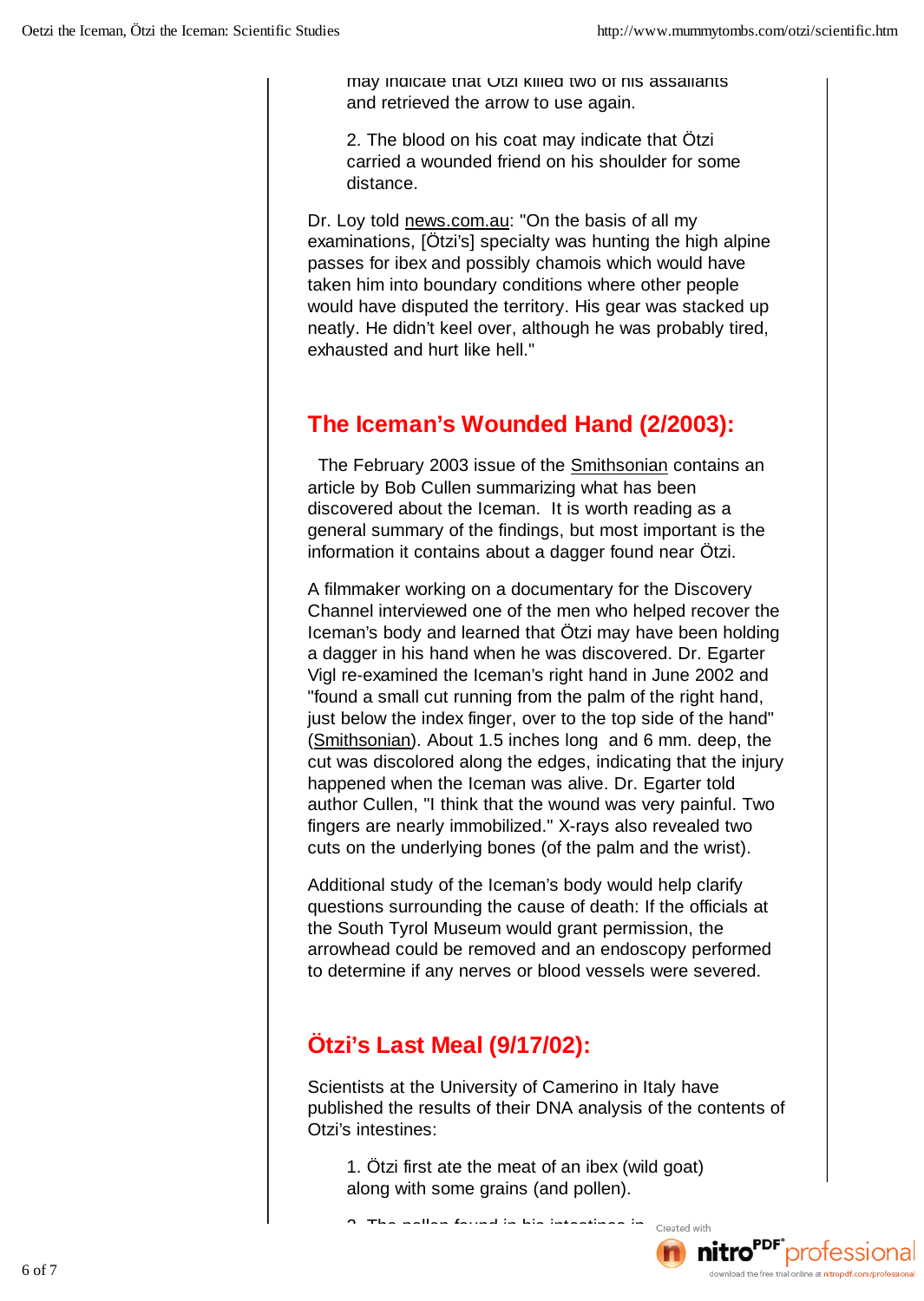may indicate that Otzi killed two of his assailants and retrieved the arrow to use again.

2. The blood on his coat may indicate that Ötzi carried a wounded friend on his shoulder for some distance.

Dr. Loy told news.com.au: "On the basis of all my examinations, [Ötzi's] specialty was hunting the high alpine passes for ibex and possibly chamois which would have taken him into boundary conditions where other people would have disputed the territory. His gear was stacked up neatly. He didn't keel over, although he was probably tired, exhausted and hurt like hell."

## The Iceman's Wounded Hand (2/2003):

The February 2003 issue of the Smithsonian contains an article by Bob Cullen summarizing what has been discovered about the Iceman. It is worth reading as a general summary of the findings, but most important is the information it contains about a dagger found near Ötzi.

A filmmaker working on a documentary for the Discovery Channel interviewed one of the men who helped recover the Iceman's body and learned that Ötzi may have been holding a dagger in his hand when he was discovered. Dr. Egarter Vigl re-examined the Iceman's right hand in June 2002 and "found a small cut running from the palm of the right hand, just below the index finger, over to the top side of the hand" (Smithsonian). About 1.5 inches long and 6 mm. deep, the cut was discolored along the edges, indicating that the injury happened when the Iceman was alive. Dr. Egarter told author Cullen, "I think that the wound was very painful. Two fingers are nearly immobilized." X-rays also revealed two cuts on the underlying bones (of the palm and the wrist).

Additional study of the Iceman's body would help clarify questions surrounding the cause of death: If the officials at the South Tyrol Museum would grant permission, the arrowhead could be removed and an endoscopy performed to determine if any nerves or blood vessels were severed.

## Ötzi's Last Meal (9/17/02):

Scientists at the University of Camerino in Italy have published the results of their DNA analysis of the contents of Otzi's intestines:

1. Ötzi first ate the meat of an ibex (wild goat) along with some grains (and pollen).

2. The pollen found in his intestines in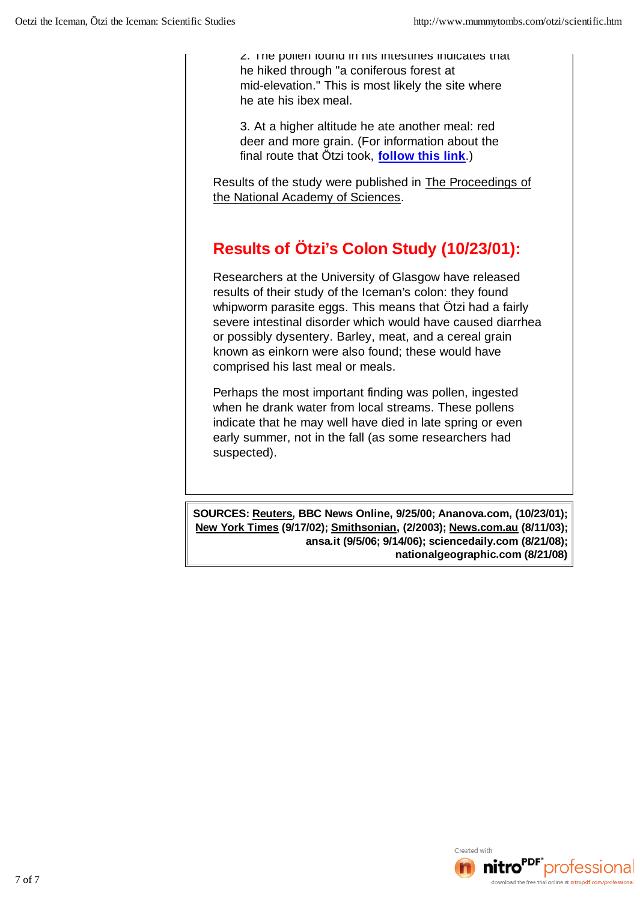2. The pollen found in his intestines indicates that he hiked through "a coniferous forest at mid-elevation." This is most likely the site where he ate his ibex meal.

3. At a higher altitude he ate another meal: red deer and more grain. (For information about the final route that Ötzi took, **follow this link**.)

Results of the study were published in The Proceedings of the National Academy of Sciences.

## Results of Ötzi's Colon Study (10/23/01):

Researchers at the University of Glasgow have released results of their study of the Iceman's colon: they found whipworm parasite eggs. This means that Ötzi had a fairly severe intestinal disorder which would have caused diarrhea or possibly dysentery. Barley, meat, and a cereal grain known as einkorn were also found; these would have comprised his last meal or meals.

Perhaps the most important finding was pollen, ingested when he drank water from local streams. These pollens indicate that he may well have died in late spring or even early summer, not in the fall (as some researchers had suspected).

**SOURCES: Reuters, BBC News Online, 9/25/00; Ananova.com, (10/23/01); New York Times (9/17/02); Smithsonian, (2/2003); News.com.au (8/11/03); ansa.it (9/5/06; 9/14/06); sciencedaily.com (8/21/08); nationalgeographic.com (8/21/08)**